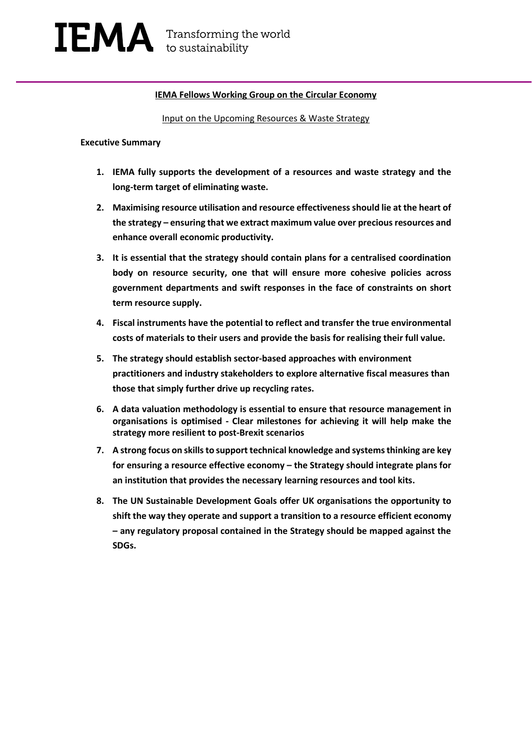IEMA Transforming the world to sustainability

**IEMA Fellows Working Group on the Circular Economy**

Input on the Upcoming Resources & Waste Strategy

**Executive Summary**

1. **IEMA fully supports the development of a resources and waste strategy and the long-term target of eliminating waste.**
2. **Maximising resource utilisation and resource effectiveness should lie at the heart of the strategy – ensuring that we extract maximum value over precious resources and enhance overall economic productivity.**
3. **It is essential that the strategy should contain plans for a centralised coordination body on resource security, one that will ensure more cohesive policies across government departments and swift responses in the face of constraints on short term resource supply.**
4. **Fiscal instruments have the potential to reflect and transfer the true environmental costs of materials to their users and provide the basis for realising their full value.**
5. **The strategy should establish sector-based approaches with environment practitioners and industry stakeholders to explore alternative fiscal measures than those that simply further drive up recycling rates.**
6. **A data valuation methodology is essential to ensure that resource management in organisations is optimised - Clear milestones for achieving it will help make the strategy more resilient to post-Brexit scenarios**
7. **A strong focus on skills to support technical knowledge and systems thinking are key for ensuring a resource effective economy – the Strategy should integrate plans for an institution that provides the necessary learning resources and tool kits.**
8. **The UN Sustainable Development Goals offer UK organisations the opportunity to shift the way they operate and support a transition to a resource efficient economy – any regulatory proposal contained in the Strategy should be mapped against the SDGs.**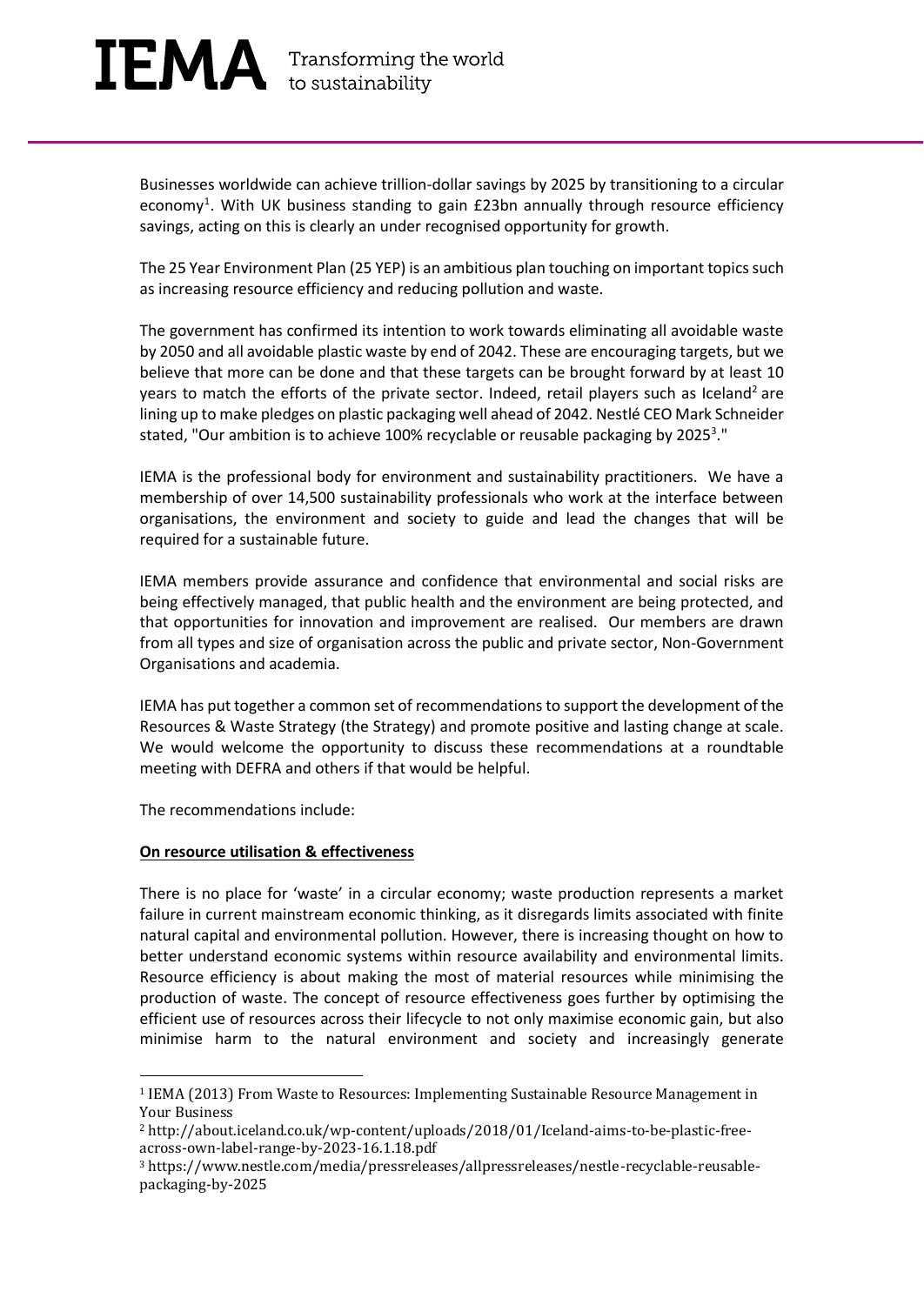Businesses worldwide can achieve trillion-dollar savings by 2025 by transitioning to a circular economy[1]. With UK business standing to gain £23bn annually through resource efficiency savings, acting on this is clearly an under recognised opportunity for growth.

The 25 Year Environment Plan (25 YEP) is an ambitious plan touching on important topics such as increasing resource efficiency and reducing pollution and waste.

The government has confirmed its intention to work towards eliminating all avoidable waste by 2050 and all avoidable plastic waste by end of 2042. These are encouraging targets, but we believe that more can be done and that these targets can be brought forward by at least 10 years to match the efforts of the private sector. Indeed, retail players such as Iceland[2] are lining up to make pledges on plastic packaging well ahead of 2042. Nestlé CEO Mark Schneider stated, "Our ambition is to achieve 100% recyclable or reusable packaging by 2025[3]."

IEMA is the professional body for environment and sustainability practitioners. We have a membership of over 14,500 sustainability professionals who work at the interface between organisations, the environment and society to guide and lead the changes that will be required for a sustainable future.

IEMA members provide assurance and confidence that environmental and social risks are being effectively managed, that public health and the environment are being protected, and that opportunities for innovation and improvement are realised. Our members are drawn from all types and size of organisation across the public and private sector, Non-Government Organisations and academia.

IEMA has put together a common set of recommendations to support the development of the Resources & Waste Strategy (the Strategy) and promote positive and lasting change at scale. We would welcome the opportunity to discuss these recommendations at a roundtable meeting with DEFRA and others if that would be helpful.

The recommendations include:

**<u>On resource utilisation & effectiveness</u>**

There is no place for 'waste' in a circular economy; waste production represents a market failure in current mainstream economic thinking, as it disregards limits associated with finite natural capital and environmental pollution. However, there is increasing thought on how to better understand economic systems within resource availability and environmental limits. Resource efficiency is about making the most of material resources while minimising the production of waste. The concept of resource effectiveness goes further by optimising the efficient use of resources across their lifecycle to not only maximise economic gain, but also minimise harm to the natural environment and society and increasingly generate

---

[1] IEMA (2013) From Waste to Resources: Implementing Sustainable Resource Management in Your Business

[2] http://about.iceland.co.uk/wp-content/uploads/2018/01/Iceland-aims-to-be-plastic-free-across-own-label-range-by-2023-16.1.18.pdf

[3] https://www.nestle.com/media/pressreleases/allpressreleases/nestle-recyclable-reusable-packaging-by-2025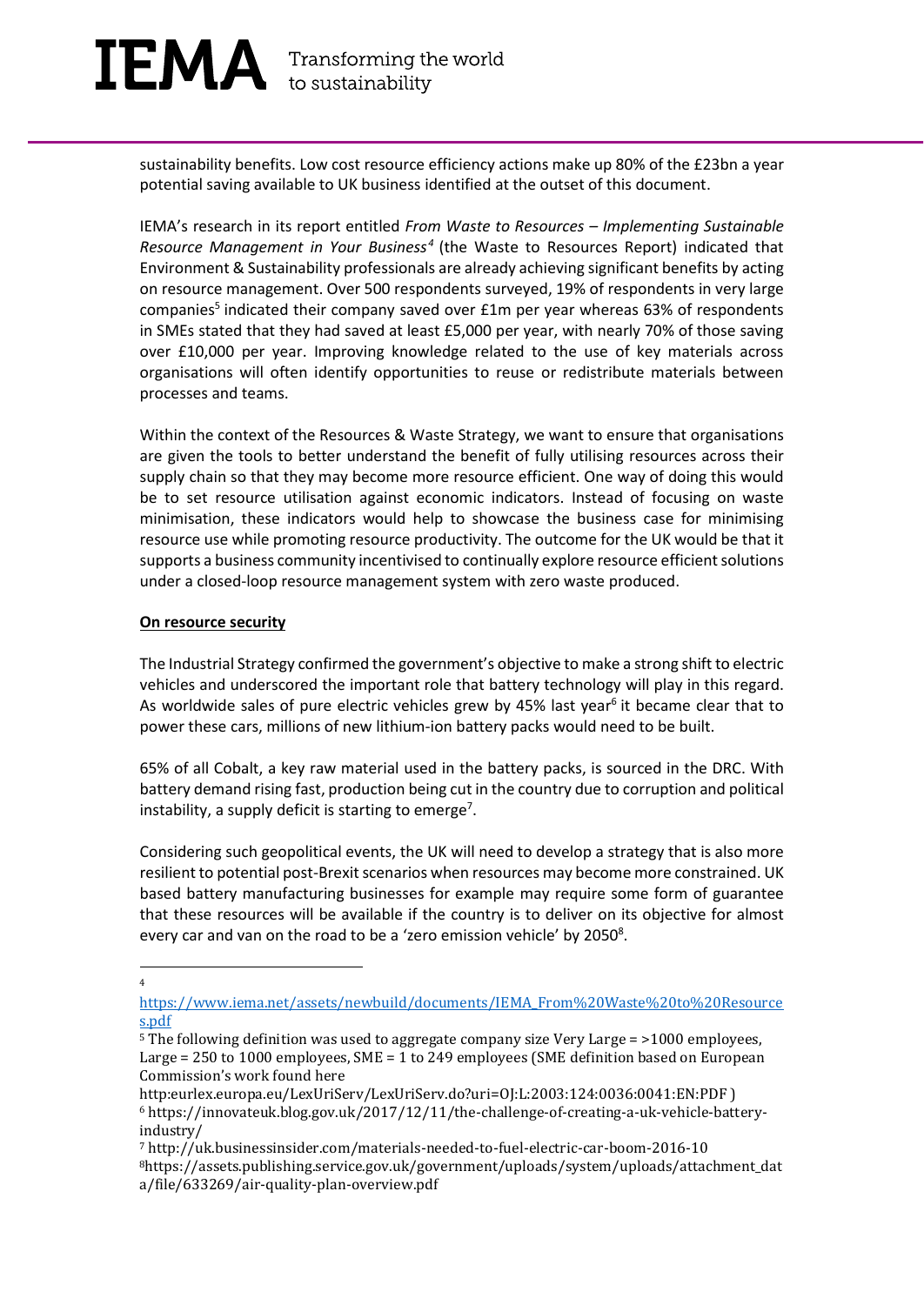sustainability benefits. Low cost resource efficiency actions make up 80% of the £23bn a year potential saving available to UK business identified at the outset of this document.

IEMA's research in its report entitled *From Waste to Resources – Implementing Sustainable Resource Management in Your Business*[4] (the Waste to Resources Report) indicated that Environment & Sustainability professionals are already achieving significant benefits by acting on resource management. Over 500 respondents surveyed, 19% of respondents in very large companies[5] indicated their company saved over £1m per year whereas 63% of respondents in SMEs stated that they had saved at least £5,000 per year, with nearly 70% of those saving over £10,000 per year. Improving knowledge related to the use of key materials across organisations will often identify opportunities to reuse or redistribute materials between processes and teams.

Within the context of the Resources & Waste Strategy, we want to ensure that organisations are given the tools to better understand the benefit of fully utilising resources across their supply chain so that they may become more resource efficient. One way of doing this would be to set resource utilisation against economic indicators. Instead of focusing on waste minimisation, these indicators would help to showcase the business case for minimising resource use while promoting resource productivity. The outcome for the UK would be that it supports a business community incentivised to continually explore resource efficient solutions under a closed-loop resource management system with zero waste produced.

**On resource security**

The Industrial Strategy confirmed the government's objective to make a strong shift to electric vehicles and underscored the important role that battery technology will play in this regard. As worldwide sales of pure electric vehicles grew by 45% last year[6] it became clear that to power these cars, millions of new lithium-ion battery packs would need to be built.

65% of all Cobalt, a key raw material used in the battery packs, is sourced in the DRC. With battery demand rising fast, production being cut in the country due to corruption and political instability, a supply deficit is starting to emerge[7].

Considering such geopolitical events, the UK will need to develop a strategy that is also more resilient to potential post-Brexit scenarios when resources may become more constrained. UK based battery manufacturing businesses for example may require some form of guarantee that these resources will be available if the country is to deliver on its objective for almost every car and van on the road to be a 'zero emission vehicle' by 2050[8].

---

[4] https://www.iema.net/assets/newbuild/documents/IEMA_From%20Waste%20to%20Resources.pdf

[5] The following definition was used to aggregate company size Very Large = >1000 employees, Large = 250 to 1000 employees, SME = 1 to 249 employees (SME definition based on European Commission's work found here http:eurlex.europa.eu/LexUriServ/LexUriServ.do?uri=OJ:L:2003:124:0036:0041:EN:PDF )

[6] https://innovateuk.blog.gov.uk/2017/12/11/the-challenge-of-creating-a-uk-vehicle-battery-industry/

[7] http://uk.businessinsider.com/materials-needed-to-fuel-electric-car-boom-2016-10

[8] https://assets.publishing.service.gov.uk/government/uploads/system/uploads/attachment_data/file/633269/air-quality-plan-overview.pdf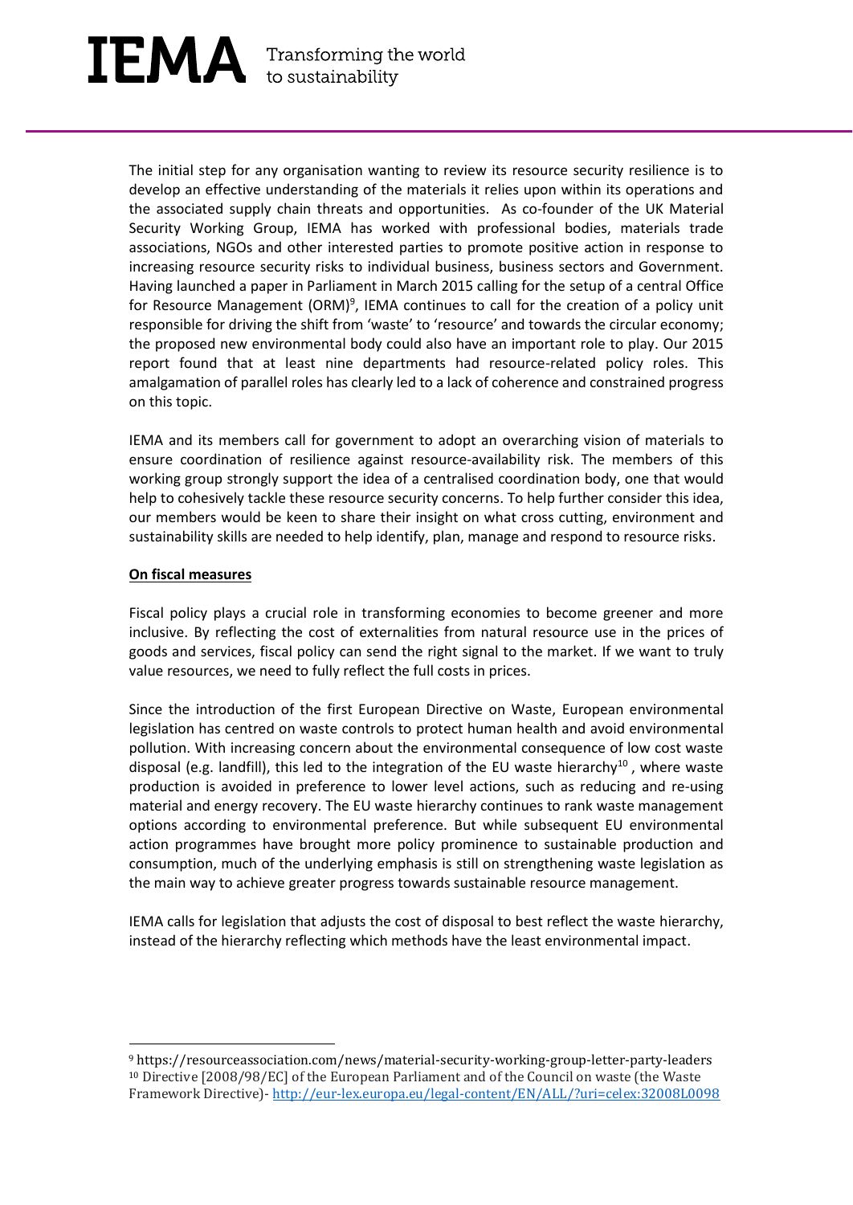The initial step for any organisation wanting to review its resource security resilience is to develop an effective understanding of the materials it relies upon within its operations and the associated supply chain threats and opportunities. As co-founder of the UK Material Security Working Group, IEMA has worked with professional bodies, materials trade associations, NGOs and other interested parties to promote positive action in response to increasing resource security risks to individual business, business sectors and Government. Having launched a paper in Parliament in March 2015 calling for the setup of a central Office for Resource Management (ORM)[9], IEMA continues to call for the creation of a policy unit responsible for driving the shift from 'waste' to 'resource' and towards the circular economy; the proposed new environmental body could also have an important role to play. Our 2015 report found that at least nine departments had resource-related policy roles. This amalgamation of parallel roles has clearly led to a lack of coherence and constrained progress on this topic.

IEMA and its members call for government to adopt an overarching vision of materials to ensure coordination of resilience against resource-availability risk. The members of this working group strongly support the idea of a centralised coordination body, one that would help to cohesively tackle these resource security concerns. To help further consider this idea, our members would be keen to share their insight on what cross cutting, environment and sustainability skills are needed to help identify, plan, manage and respond to resource risks.

**On fiscal measures**

Fiscal policy plays a crucial role in transforming economies to become greener and more inclusive. By reflecting the cost of externalities from natural resource use in the prices of goods and services, fiscal policy can send the right signal to the market. If we want to truly value resources, we need to fully reflect the full costs in prices.

Since the introduction of the first European Directive on Waste, European environmental legislation has centred on waste controls to protect human health and avoid environmental pollution. With increasing concern about the environmental consequence of low cost waste disposal (e.g. landfill), this led to the integration of the EU waste hierarchy[10], where waste production is avoided in preference to lower level actions, such as reducing and re-using material and energy recovery. The EU waste hierarchy continues to rank waste management options according to environmental preference. But while subsequent EU environmental action programmes have brought more policy prominence to sustainable production and consumption, much of the underlying emphasis is still on strengthening waste legislation as the main way to achieve greater progress towards sustainable resource management.

IEMA calls for legislation that adjusts the cost of disposal to best reflect the waste hierarchy, instead of the hierarchy reflecting which methods have the least environmental impact.

---

[9] https://resourceassociation.com/news/material-security-working-group-letter-party-leaders

[10] Directive [2008/98/EC] of the European Parliament and of the Council on waste (the Waste Framework Directive)- http://eur-lex.europa.eu/legal-content/EN/ALL/?uri=celex:32008L0098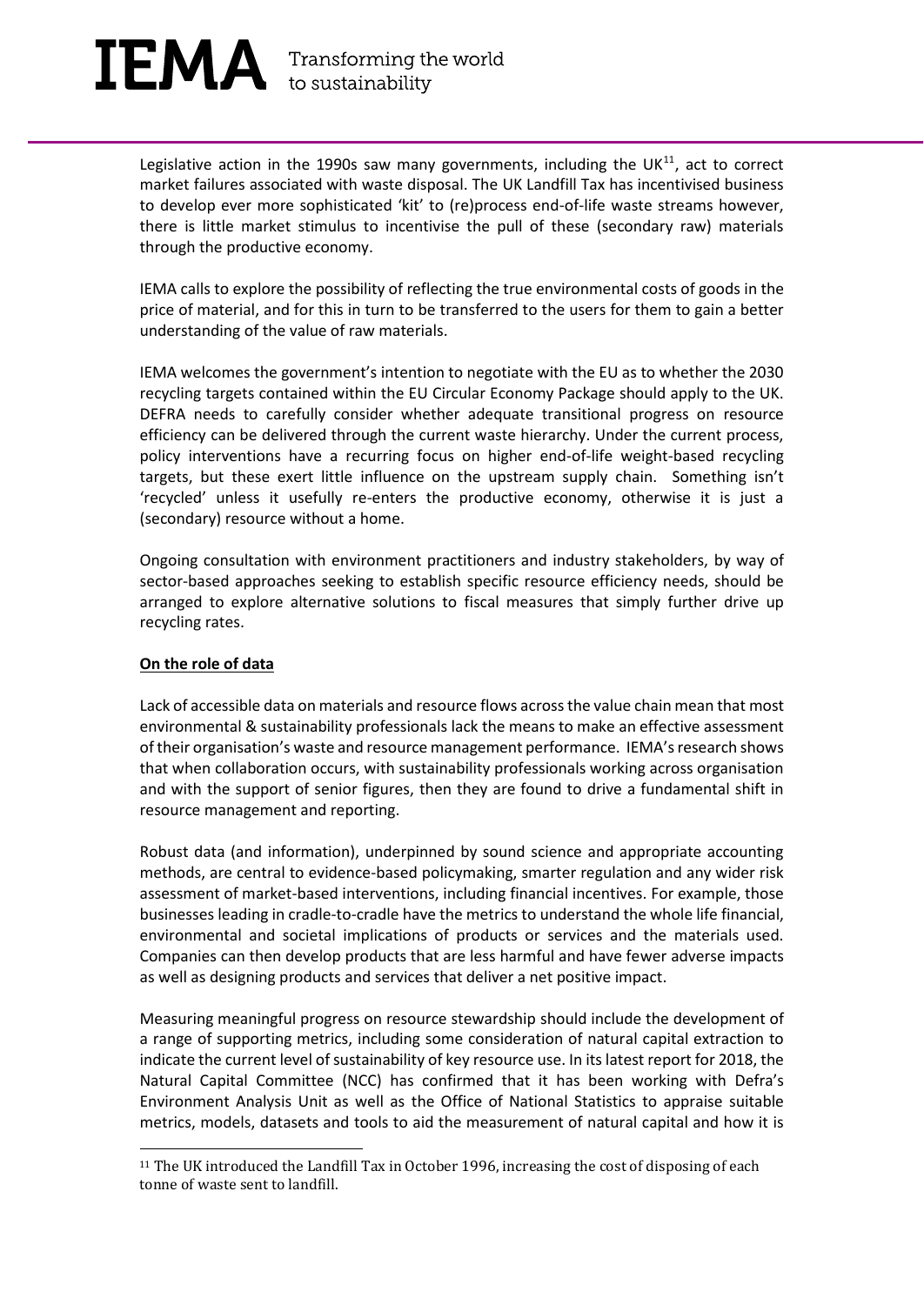Legislative action in the 1990s saw many governments, including the UK[11], act to correct market failures associated with waste disposal. The UK Landfill Tax has incentivised business to develop ever more sophisticated 'kit' to (re)process end-of-life waste streams however, there is little market stimulus to incentivise the pull of these (secondary raw) materials through the productive economy.

IEMA calls to explore the possibility of reflecting the true environmental costs of goods in the price of material, and for this in turn to be transferred to the users for them to gain a better understanding of the value of raw materials.

IEMA welcomes the government's intention to negotiate with the EU as to whether the 2030 recycling targets contained within the EU Circular Economy Package should apply to the UK. DEFRA needs to carefully consider whether adequate transitional progress on resource efficiency can be delivered through the current waste hierarchy. Under the current process, policy interventions have a recurring focus on higher end-of-life weight-based recycling targets, but these exert little influence on the upstream supply chain. Something isn't 'recycled' unless it usefully re-enters the productive economy, otherwise it is just a (secondary) resource without a home.

Ongoing consultation with environment practitioners and industry stakeholders, by way of sector-based approaches seeking to establish specific resource efficiency needs, should be arranged to explore alternative solutions to fiscal measures that simply further drive up recycling rates.

**On the role of data**

Lack of accessible data on materials and resource flows across the value chain mean that most environmental & sustainability professionals lack the means to make an effective assessment of their organisation's waste and resource management performance. IEMA's research shows that when collaboration occurs, with sustainability professionals working across organisation and with the support of senior figures, then they are found to drive a fundamental shift in resource management and reporting.

Robust data (and information), underpinned by sound science and appropriate accounting methods, are central to evidence-based policymaking, smarter regulation and any wider risk assessment of market-based interventions, including financial incentives. For example, those businesses leading in cradle-to-cradle have the metrics to understand the whole life financial, environmental and societal implications of products or services and the materials used. Companies can then develop products that are less harmful and have fewer adverse impacts as well as designing products and services that deliver a net positive impact.

Measuring meaningful progress on resource stewardship should include the development of a range of supporting metrics, including some consideration of natural capital extraction to indicate the current level of sustainability of key resource use. In its latest report for 2018, the Natural Capital Committee (NCC) has confirmed that it has been working with Defra's Environment Analysis Unit as well as the Office of National Statistics to appraise suitable metrics, models, datasets and tools to aid the measurement of natural capital and how it is

[11] The UK introduced the Landfill Tax in October 1996, increasing the cost of disposing of each tonne of waste sent to landfill.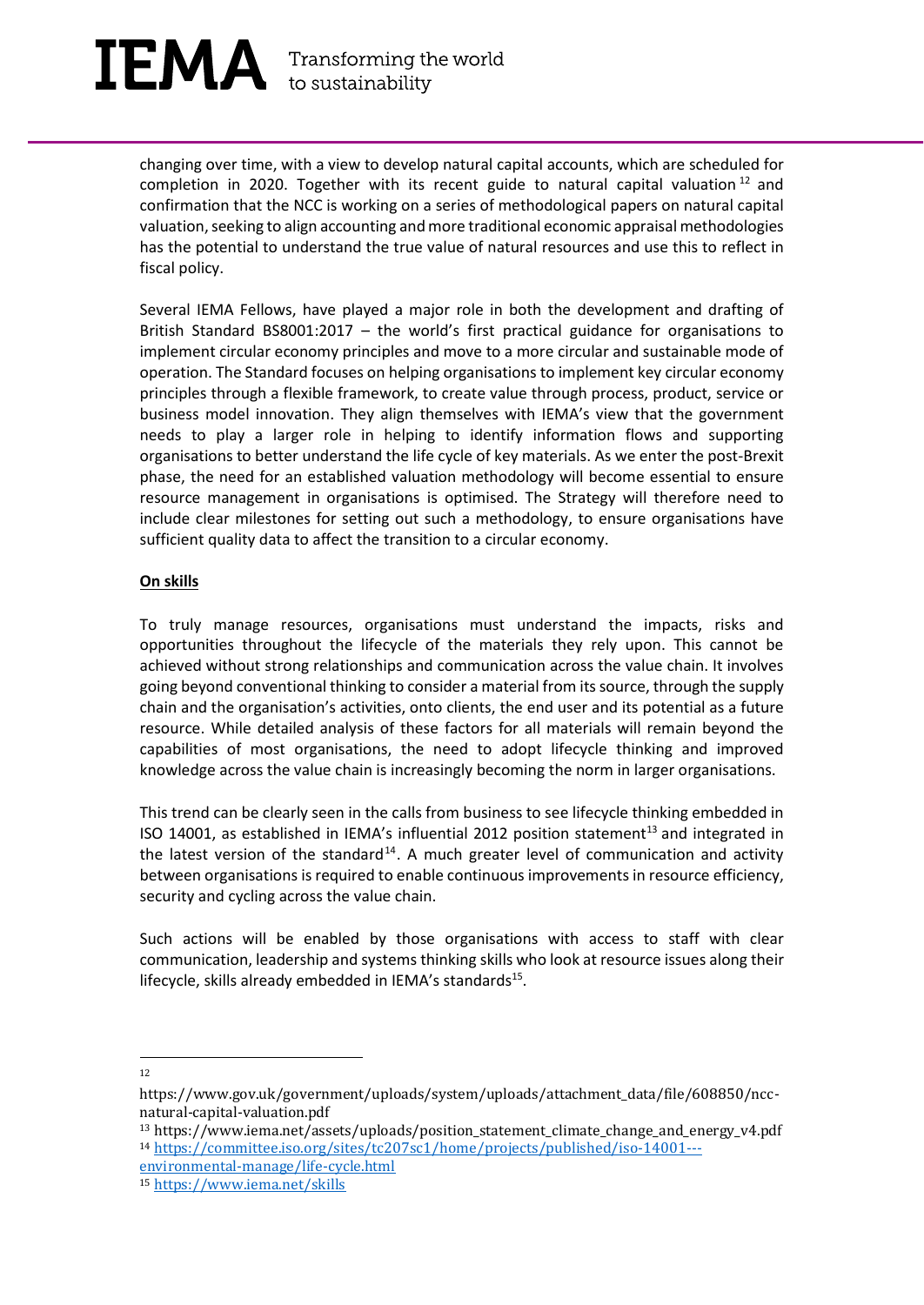changing over time, with a view to develop natural capital accounts, which are scheduled for completion in 2020. Together with its recent guide to natural capital valuation[12] and confirmation that the NCC is working on a series of methodological papers on natural capital valuation, seeking to align accounting and more traditional economic appraisal methodologies has the potential to understand the true value of natural resources and use this to reflect in fiscal policy.

Several IEMA Fellows, have played a major role in both the development and drafting of British Standard BS8001:2017 – the world's first practical guidance for organisations to implement circular economy principles and move to a more circular and sustainable mode of operation. The Standard focuses on helping organisations to implement key circular economy principles through a flexible framework, to create value through process, product, service or business model innovation. They align themselves with IEMA's view that the government needs to play a larger role in helping to identify information flows and supporting organisations to better understand the life cycle of key materials. As we enter the post-Brexit phase, the need for an established valuation methodology will become essential to ensure resource management in organisations is optimised. The Strategy will therefore need to include clear milestones for setting out such a methodology, to ensure organisations have sufficient quality data to affect the transition to a circular economy.

**On skills**

To truly manage resources, organisations must understand the impacts, risks and opportunities throughout the lifecycle of the materials they rely upon. This cannot be achieved without strong relationships and communication across the value chain. It involves going beyond conventional thinking to consider a material from its source, through the supply chain and the organisation's activities, onto clients, the end user and its potential as a future resource. While detailed analysis of these factors for all materials will remain beyond the capabilities of most organisations, the need to adopt lifecycle thinking and improved knowledge across the value chain is increasingly becoming the norm in larger organisations.

This trend can be clearly seen in the calls from business to see lifecycle thinking embedded in ISO 14001, as established in IEMA's influential 2012 position statement[13] and integrated in the latest version of the standard[14]. A much greater level of communication and activity between organisations is required to enable continuous improvements in resource efficiency, security and cycling across the value chain.

Such actions will be enabled by those organisations with access to staff with clear communication, leadership and systems thinking skills who look at resource issues along their lifecycle, skills already embedded in IEMA's standards[15].

---

[12] https://www.gov.uk/government/uploads/system/uploads/attachment_data/file/608850/ncc-natural-capital-valuation.pdf

[13] https://www.iema.net/assets/uploads/position_statement_climate_change_and_energy_v4.pdf

[14] https://committee.iso.org/sites/tc207sc1/home/projects/published/iso-14001---environmental-manage/life-cycle.html

[15] https://www.iema.net/skills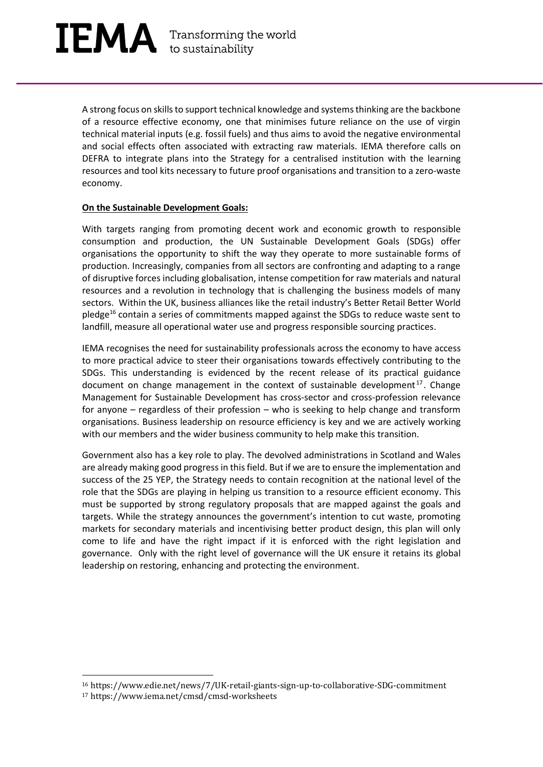A strong focus on skills to support technical knowledge and systems thinking are the backbone of a resource effective economy, one that minimises future reliance on the use of virgin technical material inputs (e.g. fossil fuels) and thus aims to avoid the negative environmental and social effects often associated with extracting raw materials. IEMA therefore calls on DEFRA to integrate plans into the Strategy for a centralised institution with the learning resources and tool kits necessary to future proof organisations and transition to a zero-waste economy.

**On the Sustainable Development Goals:**

With targets ranging from promoting decent work and economic growth to responsible consumption and production, the UN Sustainable Development Goals (SDGs) offer organisations the opportunity to shift the way they operate to more sustainable forms of production. Increasingly, companies from all sectors are confronting and adapting to a range of disruptive forces including globalisation, intense competition for raw materials and natural resources and a revolution in technology that is challenging the business models of many sectors. Within the UK, business alliances like the retail industry's Better Retail Better World pledge[16] contain a series of commitments mapped against the SDGs to reduce waste sent to landfill, measure all operational water use and progress responsible sourcing practices.

IEMA recognises the need for sustainability professionals across the economy to have access to more practical advice to steer their organisations towards effectively contributing to the SDGs. This understanding is evidenced by the recent release of its practical guidance document on change management in the context of sustainable development[17]. Change Management for Sustainable Development has cross-sector and cross-profession relevance for anyone – regardless of their profession – who is seeking to help change and transform organisations. Business leadership on resource efficiency is key and we are actively working with our members and the wider business community to help make this transition.

Government also has a key role to play. The devolved administrations in Scotland and Wales are already making good progress in this field. But if we are to ensure the implementation and success of the 25 YEP, the Strategy needs to contain recognition at the national level of the role that the SDGs are playing in helping us transition to a resource efficient economy. This must be supported by strong regulatory proposals that are mapped against the goals and targets. While the strategy announces the government's intention to cut waste, promoting markets for secondary materials and incentivising better product design, this plan will only come to life and have the right impact if it is enforced with the right legislation and governance. Only with the right level of governance will the UK ensure it retains its global leadership on restoring, enhancing and protecting the environment.

---

[16] https://www.edie.net/news/7/UK-retail-giants-sign-up-to-collaborative-SDG-commitment

[17] https://www.iema.net/cmsd/cmsd-worksheets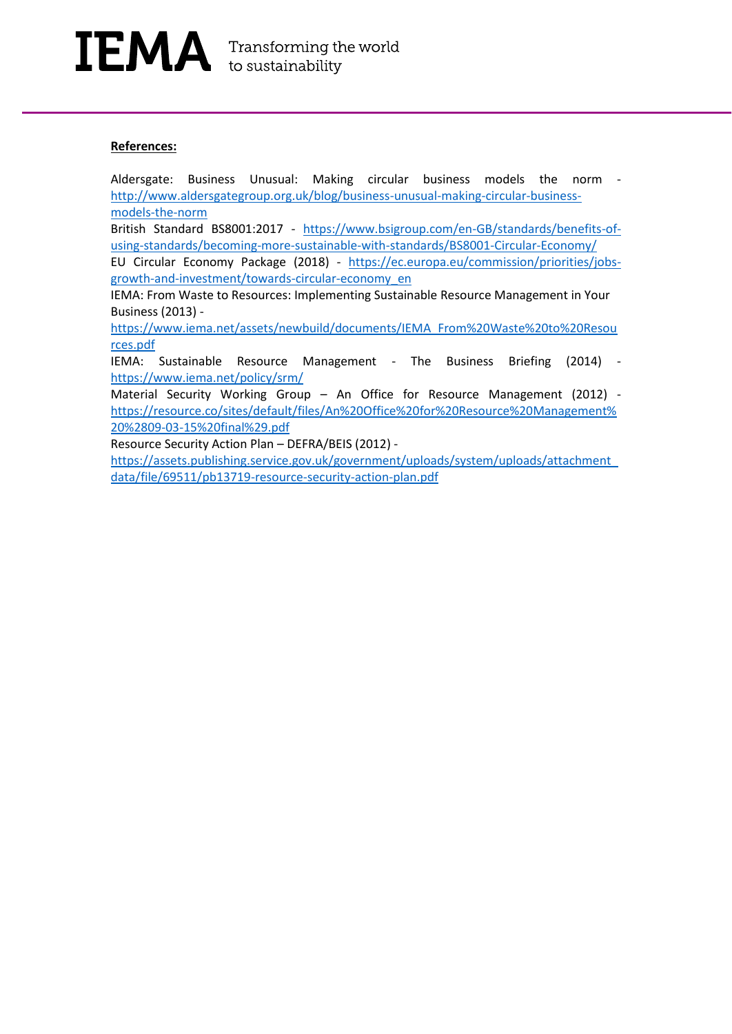**References:**

Aldersgate: Business Unusual: Making circular business models the norm - http://www.aldersgategroup.org.uk/blog/business-unusual-making-circular-business-models-the-norm

British Standard BS8001:2017 - https://www.bsigroup.com/en-GB/standards/benefits-of-using-standards/becoming-more-sustainable-with-standards/BS8001-Circular-Economy/

EU Circular Economy Package (2018) - https://ec.europa.eu/commission/priorities/jobs-growth-and-investment/towards-circular-economy_en

IEMA: From Waste to Resources: Implementing Sustainable Resource Management in Your Business (2013) - https://www.iema.net/assets/newbuild/documents/IEMA_From%20Waste%20to%20Resources.pdf

IEMA: Sustainable Resource Management - The Business Briefing (2014) - https://www.iema.net/policy/srm/

Material Security Working Group – An Office for Resource Management (2012) - https://resource.co/sites/default/files/An%20Office%20for%20Resource%20Management%20%2809-03-15%20final%29.pdf

Resource Security Action Plan – DEFRA/BEIS (2012) - https://assets.publishing.service.gov.uk/government/uploads/system/uploads/attachment_data/file/69511/pb13719-resource-security-action-plan.pdf